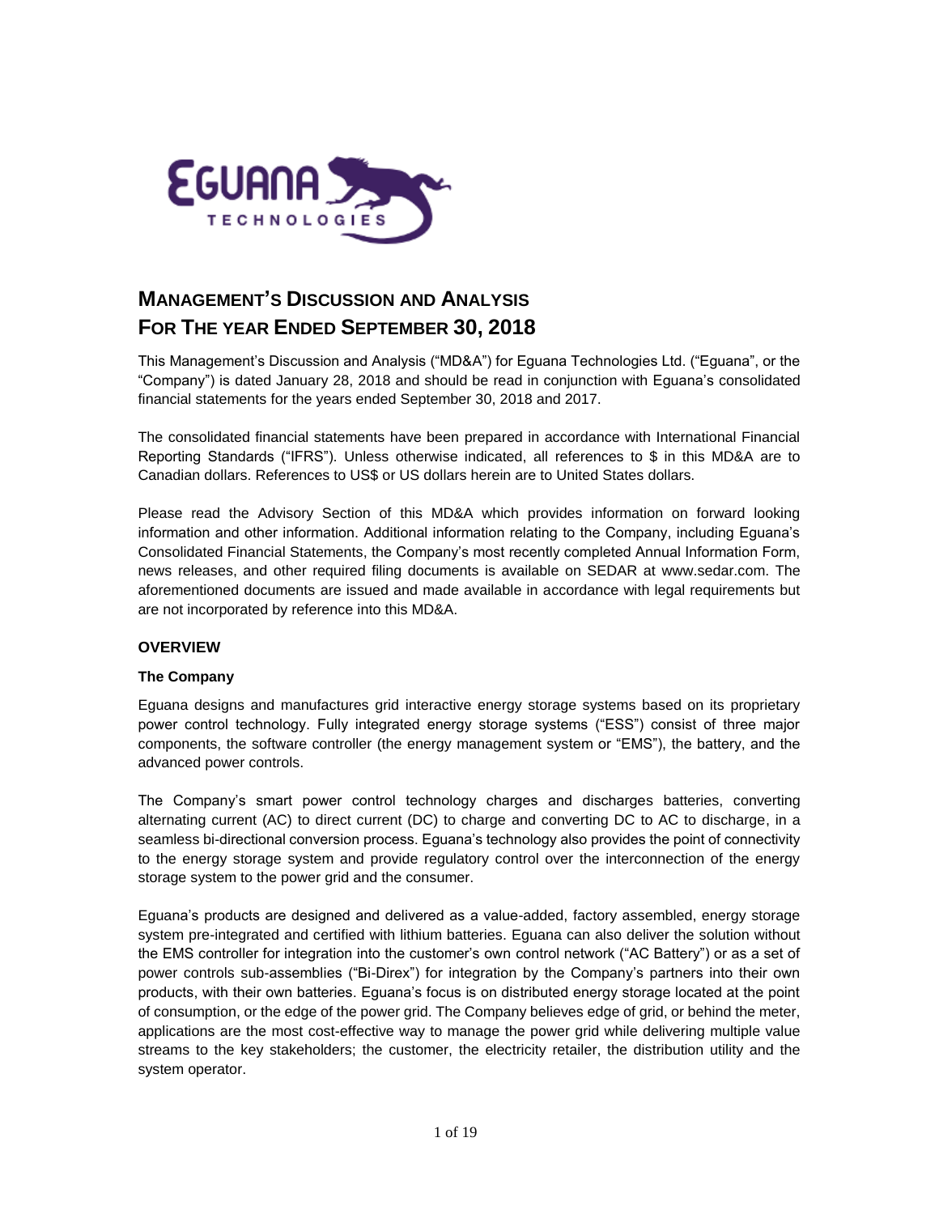# MANAGEMENT'S DISCUSSION AND ANALYSIS
# FOR THE YEAR ENDED SEPTEMBER 30, 2018

This Management's Discussion and Analysis ("MD&A") for Eguana Technologies Ltd. ("Eguana", or the "Company") is dated January 28, 2018 and should be read in conjunction with Eguana's consolidated financial statements for the years ended September 30, 2018 and 2017.

The consolidated financial statements have been prepared in accordance with International Financial Reporting Standards ("IFRS"). Unless otherwise indicated, all references to $ in this MD&A are to Canadian dollars. References to US$ or US dollars herein are to United States dollars.

Please read the Advisory Section of this MD&A which provides information on forward looking information and other information. Additional information relating to the Company, including Eguana's Consolidated Financial Statements, the Company's most recently completed Annual Information Form, news releases, and other required filing documents is available on SEDAR at www.sedar.com. The aforementioned documents are issued and made available in accordance with legal requirements but are not incorporated by reference into this MD&A.

## OVERVIEW

### The Company

Eguana designs and manufactures grid interactive energy storage systems based on its proprietary power control technology. Fully integrated energy storage systems ("ESS") consist of three major components, the software controller (the energy management system or "EMS"), the battery, and the advanced power controls.

The Company's smart power control technology charges and discharges batteries, converting alternating current (AC) to direct current (DC) to charge and converting DC to AC to discharge, in a seamless bi-directional conversion process. Eguana's technology also provides the point of connectivity to the energy storage system and provide regulatory control over the interconnection of the energy storage system to the power grid and the consumer.

Eguana's products are designed and delivered as a value-added, factory assembled, energy storage system pre-integrated and certified with lithium batteries. Eguana can also deliver the solution without the EMS controller for integration into the customer's own control network ("AC Battery") or as a set of power controls sub-assemblies ("Bi-Direx") for integration by the Company's partners into their own products, with their own batteries. Eguana's focus is on distributed energy storage located at the point of consumption, or the edge of the power grid. The Company believes edge of grid, or behind the meter, applications are the most cost-effective way to manage the power grid while delivering multiple value streams to the key stakeholders; the customer, the electricity retailer, the distribution utility and the system operator.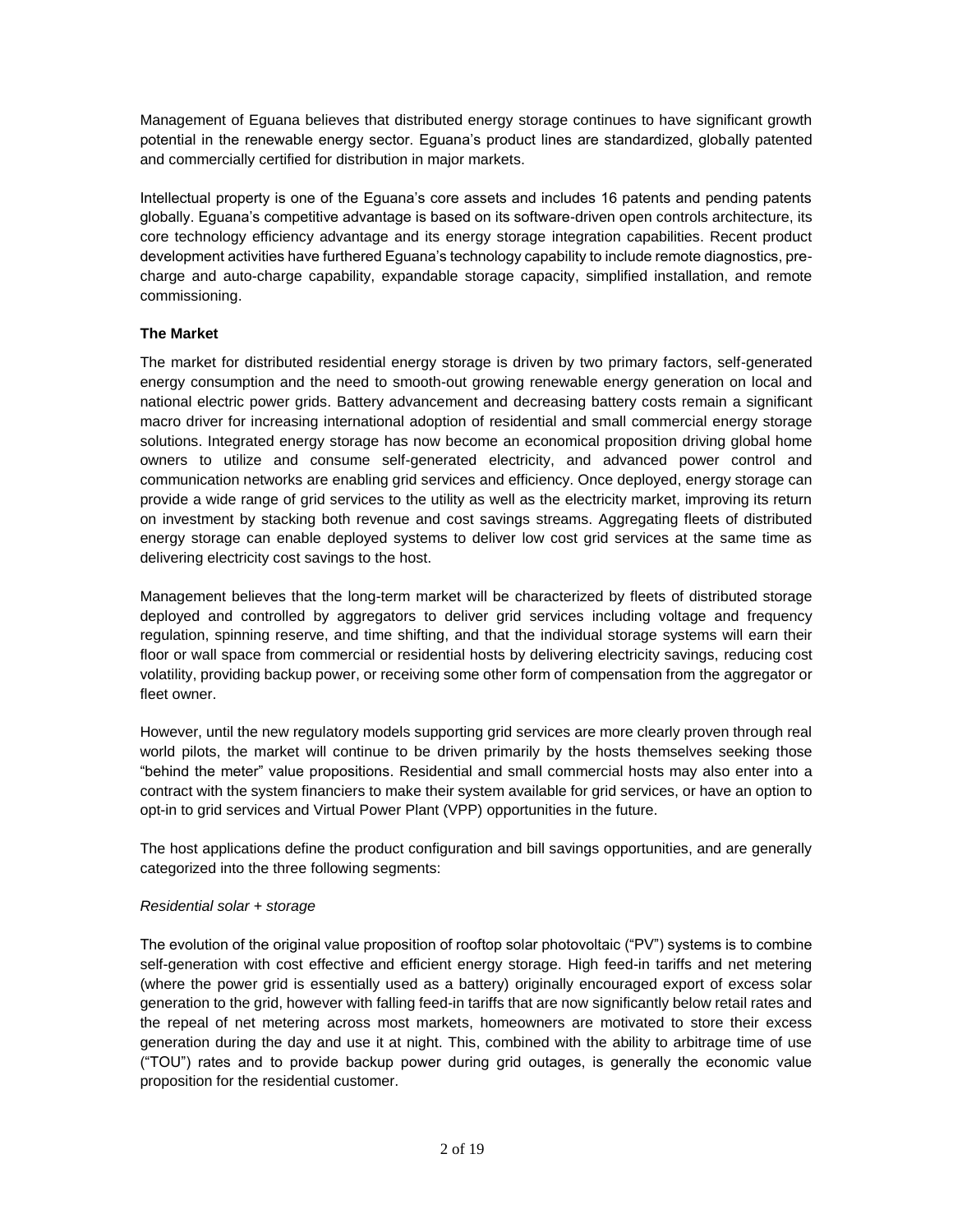Management of Eguana believes that distributed energy storage continues to have significant growth potential in the renewable energy sector. Eguana's product lines are standardized, globally patented and commercially certified for distribution in major markets.

Intellectual property is one of the Eguana's core assets and includes 16 patents and pending patents globally. Eguana's competitive advantage is based on its software-driven open controls architecture, its core technology efficiency advantage and its energy storage integration capabilities. Recent product development activities have furthered Eguana's technology capability to include remote diagnostics, pre-charge and auto-charge capability, expandable storage capacity, simplified installation, and remote commissioning.

**The Market**

The market for distributed residential energy storage is driven by two primary factors, self-generated energy consumption and the need to smooth-out growing renewable energy generation on local and national electric power grids. Battery advancement and decreasing battery costs remain a significant macro driver for increasing international adoption of residential and small commercial energy storage solutions. Integrated energy storage has now become an economical proposition driving global home owners to utilize and consume self-generated electricity, and advanced power control and communication networks are enabling grid services and efficiency. Once deployed, energy storage can provide a wide range of grid services to the utility as well as the electricity market, improving its return on investment by stacking both revenue and cost savings streams. Aggregating fleets of distributed energy storage can enable deployed systems to deliver low cost grid services at the same time as delivering electricity cost savings to the host.

Management believes that the long-term market will be characterized by fleets of distributed storage deployed and controlled by aggregators to deliver grid services including voltage and frequency regulation, spinning reserve, and time shifting, and that the individual storage systems will earn their floor or wall space from commercial or residential hosts by delivering electricity savings, reducing cost volatility, providing backup power, or receiving some other form of compensation from the aggregator or fleet owner.

However, until the new regulatory models supporting grid services are more clearly proven through real world pilots, the market will continue to be driven primarily by the hosts themselves seeking those "behind the meter" value propositions. Residential and small commercial hosts may also enter into a contract with the system financiers to make their system available for grid services, or have an option to opt-in to grid services and Virtual Power Plant (VPP) opportunities in the future.

The host applications define the product configuration and bill savings opportunities, and are generally categorized into the three following segments:

*Residential solar + storage*

The evolution of the original value proposition of rooftop solar photovoltaic ("PV") systems is to combine self-generation with cost effective and efficient energy storage. High feed-in tariffs and net metering (where the power grid is essentially used as a battery) originally encouraged export of excess solar generation to the grid, however with falling feed-in tariffs that are now significantly below retail rates and the repeal of net metering across most markets, homeowners are motivated to store their excess generation during the day and use it at night. This, combined with the ability to arbitrage time of use ("TOU") rates and to provide backup power during grid outages, is generally the economic value proposition for the residential customer.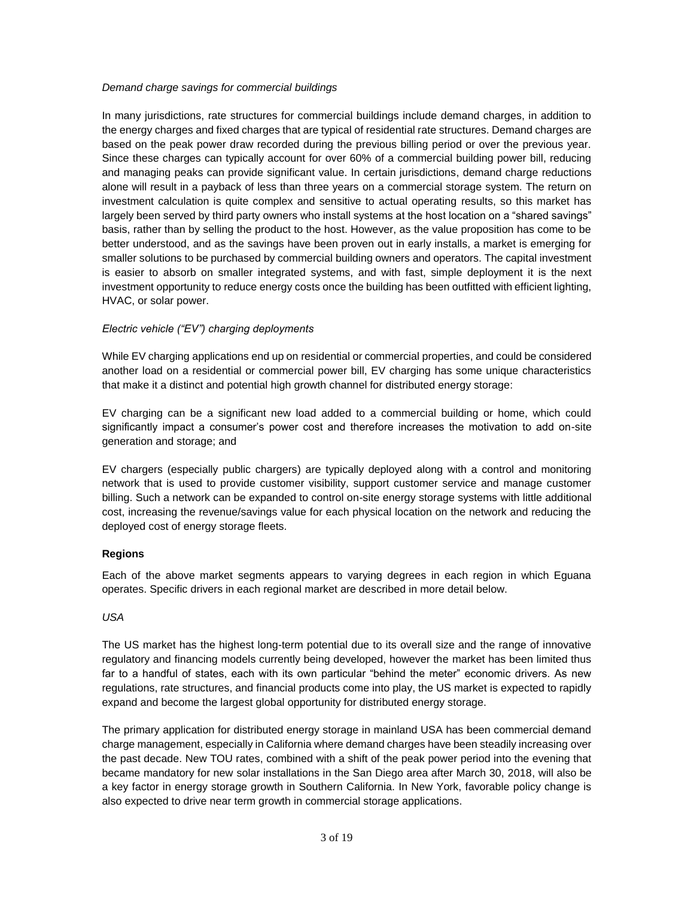*Demand charge savings for commercial buildings*

In many jurisdictions, rate structures for commercial buildings include demand charges, in addition to the energy charges and fixed charges that are typical of residential rate structures. Demand charges are based on the peak power draw recorded during the previous billing period or over the previous year. Since these charges can typically account for over 60% of a commercial building power bill, reducing and managing peaks can provide significant value. In certain jurisdictions, demand charge reductions alone will result in a payback of less than three years on a commercial storage system. The return on investment calculation is quite complex and sensitive to actual operating results, so this market has largely been served by third party owners who install systems at the host location on a "shared savings" basis, rather than by selling the product to the host. However, as the value proposition has come to be better understood, and as the savings have been proven out in early installs, a market is emerging for smaller solutions to be purchased by commercial building owners and operators. The capital investment is easier to absorb on smaller integrated systems, and with fast, simple deployment it is the next investment opportunity to reduce energy costs once the building has been outfitted with efficient lighting, HVAC, or solar power.

*Electric vehicle ("EV") charging deployments*

While EV charging applications end up on residential or commercial properties, and could be considered another load on a residential or commercial power bill, EV charging has some unique characteristics that make it a distinct and potential high growth channel for distributed energy storage:

EV charging can be a significant new load added to a commercial building or home, which could significantly impact a consumer's power cost and therefore increases the motivation to add on-site generation and storage; and

EV chargers (especially public chargers) are typically deployed along with a control and monitoring network that is used to provide customer visibility, support customer service and manage customer billing. Such a network can be expanded to control on-site energy storage systems with little additional cost, increasing the revenue/savings value for each physical location on the network and reducing the deployed cost of energy storage fleets.

**Regions**

Each of the above market segments appears to varying degrees in each region in which Eguana operates. Specific drivers in each regional market are described in more detail below.

*USA*

The US market has the highest long-term potential due to its overall size and the range of innovative regulatory and financing models currently being developed, however the market has been limited thus far to a handful of states, each with its own particular "behind the meter" economic drivers. As new regulations, rate structures, and financial products come into play, the US market is expected to rapidly expand and become the largest global opportunity for distributed energy storage.

The primary application for distributed energy storage in mainland USA has been commercial demand charge management, especially in California where demand charges have been steadily increasing over the past decade. New TOU rates, combined with a shift of the peak power period into the evening that became mandatory for new solar installations in the San Diego area after March 30, 2018, will also be a key factor in energy storage growth in Southern California. In New York, favorable policy change is also expected to drive near term growth in commercial storage applications.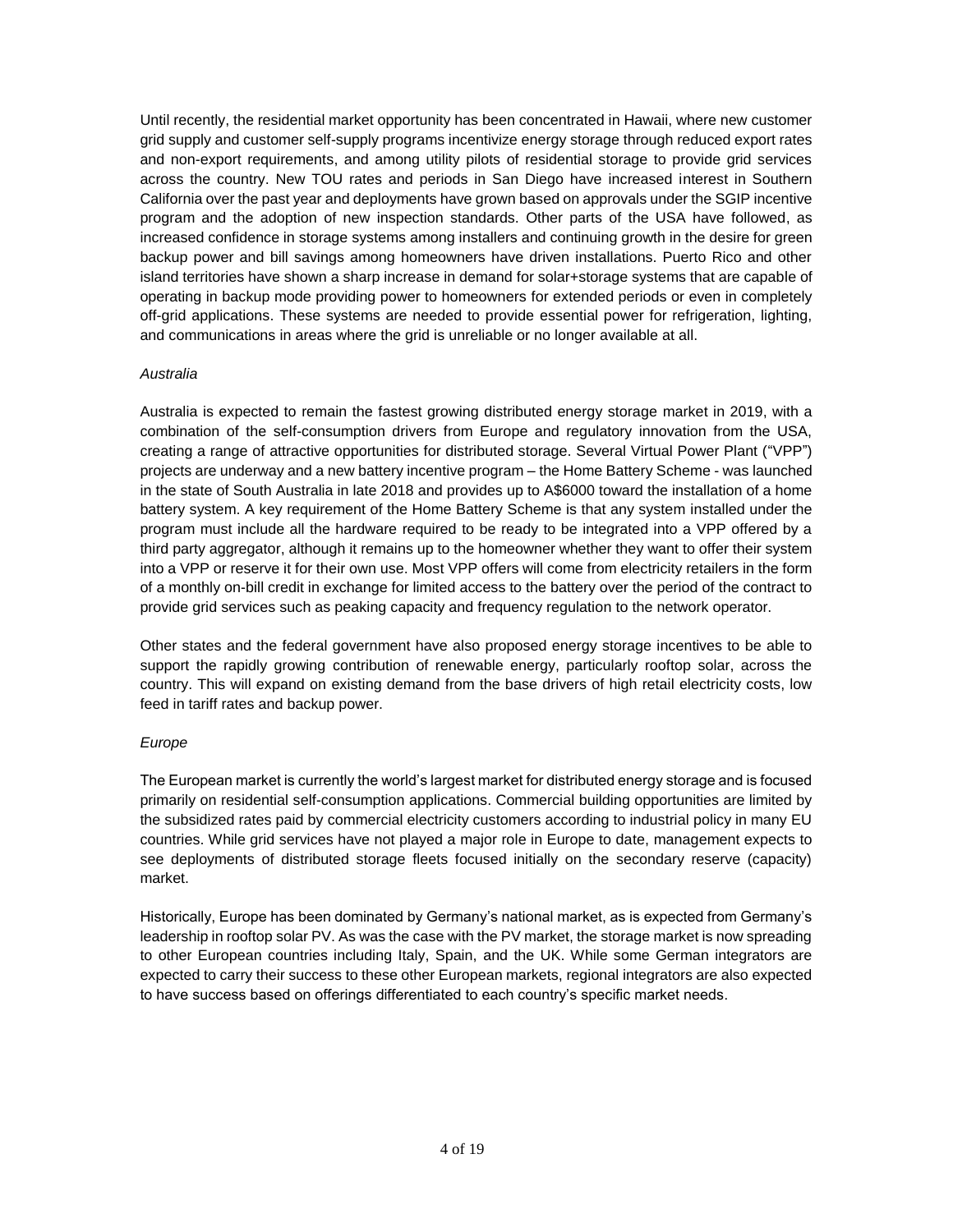Until recently, the residential market opportunity has been concentrated in Hawaii, where new customer grid supply and customer self-supply programs incentivize energy storage through reduced export rates and non-export requirements, and among utility pilots of residential storage to provide grid services across the country. New TOU rates and periods in San Diego have increased interest in Southern California over the past year and deployments have grown based on approvals under the SGIP incentive program and the adoption of new inspection standards. Other parts of the USA have followed, as increased confidence in storage systems among installers and continuing growth in the desire for green backup power and bill savings among homeowners have driven installations. Puerto Rico and other island territories have shown a sharp increase in demand for solar+storage systems that are capable of operating in backup mode providing power to homeowners for extended periods or even in completely off-grid applications. These systems are needed to provide essential power for refrigeration, lighting, and communications in areas where the grid is unreliable or no longer available at all.

*Australia*

Australia is expected to remain the fastest growing distributed energy storage market in 2019, with a combination of the self-consumption drivers from Europe and regulatory innovation from the USA, creating a range of attractive opportunities for distributed storage. Several Virtual Power Plant ("VPP") projects are underway and a new battery incentive program – the Home Battery Scheme - was launched in the state of South Australia in late 2018 and provides up to A$6000 toward the installation of a home battery system. A key requirement of the Home Battery Scheme is that any system installed under the program must include all the hardware required to be ready to be integrated into a VPP offered by a third party aggregator, although it remains up to the homeowner whether they want to offer their system into a VPP or reserve it for their own use. Most VPP offers will come from electricity retailers in the form of a monthly on-bill credit in exchange for limited access to the battery over the period of the contract to provide grid services such as peaking capacity and frequency regulation to the network operator.

Other states and the federal government have also proposed energy storage incentives to be able to support the rapidly growing contribution of renewable energy, particularly rooftop solar, across the country. This will expand on existing demand from the base drivers of high retail electricity costs, low feed in tariff rates and backup power.

*Europe*

The European market is currently the world's largest market for distributed energy storage and is focused primarily on residential self-consumption applications. Commercial building opportunities are limited by the subsidized rates paid by commercial electricity customers according to industrial policy in many EU countries. While grid services have not played a major role in Europe to date, management expects to see deployments of distributed storage fleets focused initially on the secondary reserve (capacity) market.

Historically, Europe has been dominated by Germany's national market, as is expected from Germany's leadership in rooftop solar PV. As was the case with the PV market, the storage market is now spreading to other European countries including Italy, Spain, and the UK. While some German integrators are expected to carry their success to these other European markets, regional integrators are also expected to have success based on offerings differentiated to each country's specific market needs.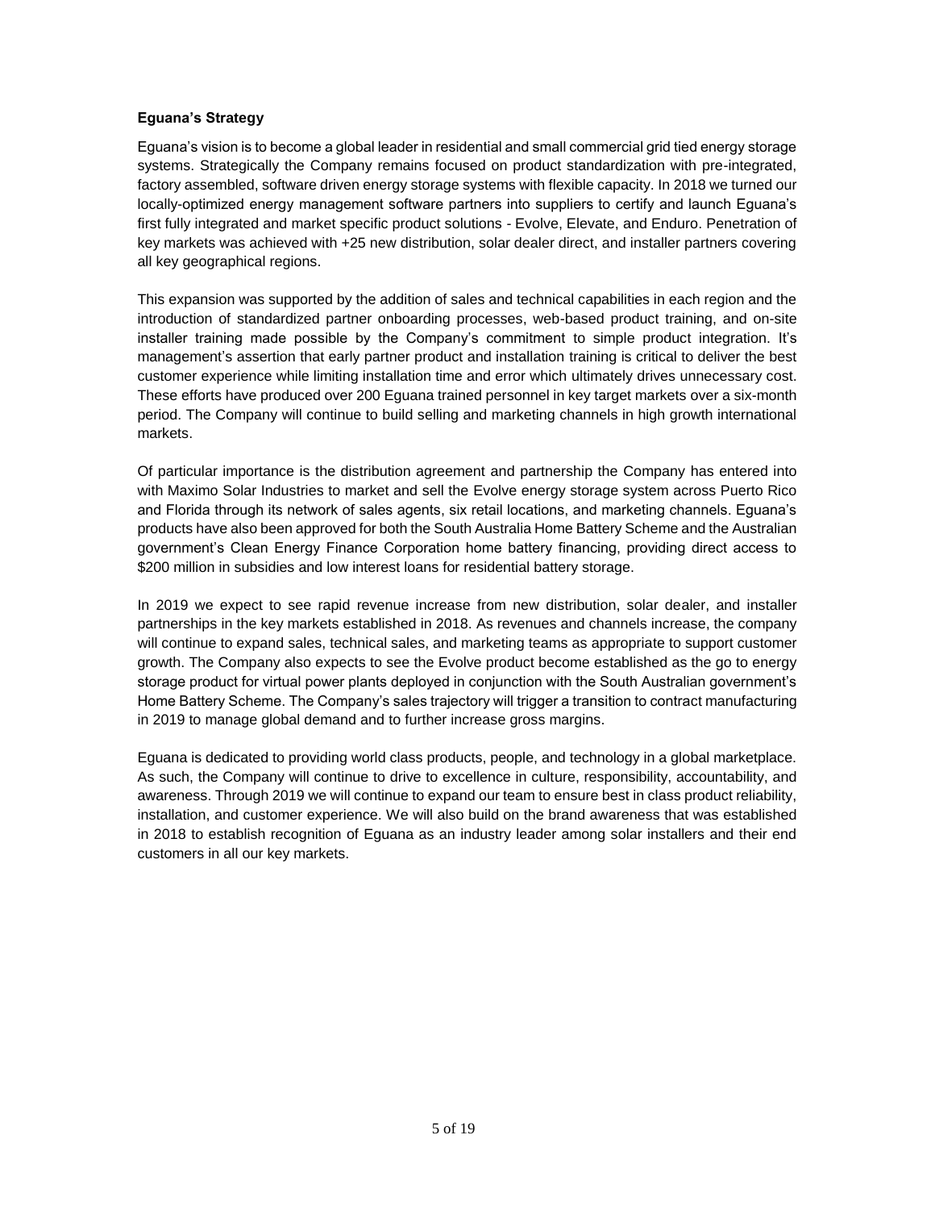**Eguana's Strategy**

Eguana's vision is to become a global leader in residential and small commercial grid tied energy storage systems. Strategically the Company remains focused on product standardization with pre-integrated, factory assembled, software driven energy storage systems with flexible capacity. In 2018 we turned our locally-optimized energy management software partners into suppliers to certify and launch Eguana's first fully integrated and market specific product solutions - Evolve, Elevate, and Enduro. Penetration of key markets was achieved with +25 new distribution, solar dealer direct, and installer partners covering all key geographical regions.

This expansion was supported by the addition of sales and technical capabilities in each region and the introduction of standardized partner onboarding processes, web-based product training, and on-site installer training made possible by the Company's commitment to simple product integration. It's management's assertion that early partner product and installation training is critical to deliver the best customer experience while limiting installation time and error which ultimately drives unnecessary cost. These efforts have produced over 200 Eguana trained personnel in key target markets over a six-month period. The Company will continue to build selling and marketing channels in high growth international markets.

Of particular importance is the distribution agreement and partnership the Company has entered into with Maximo Solar Industries to market and sell the Evolve energy storage system across Puerto Rico and Florida through its network of sales agents, six retail locations, and marketing channels. Eguana's products have also been approved for both the South Australia Home Battery Scheme and the Australian government's Clean Energy Finance Corporation home battery financing, providing direct access to $200 million in subsidies and low interest loans for residential battery storage.

In 2019 we expect to see rapid revenue increase from new distribution, solar dealer, and installer partnerships in the key markets established in 2018. As revenues and channels increase, the company will continue to expand sales, technical sales, and marketing teams as appropriate to support customer growth. The Company also expects to see the Evolve product become established as the go to energy storage product for virtual power plants deployed in conjunction with the South Australian government's Home Battery Scheme. The Company's sales trajectory will trigger a transition to contract manufacturing in 2019 to manage global demand and to further increase gross margins.

Eguana is dedicated to providing world class products, people, and technology in a global marketplace. As such, the Company will continue to drive to excellence in culture, responsibility, accountability, and awareness. Through 2019 we will continue to expand our team to ensure best in class product reliability, installation, and customer experience. We will also build on the brand awareness that was established in 2018 to establish recognition of Eguana as an industry leader among solar installers and their end customers in all our key markets.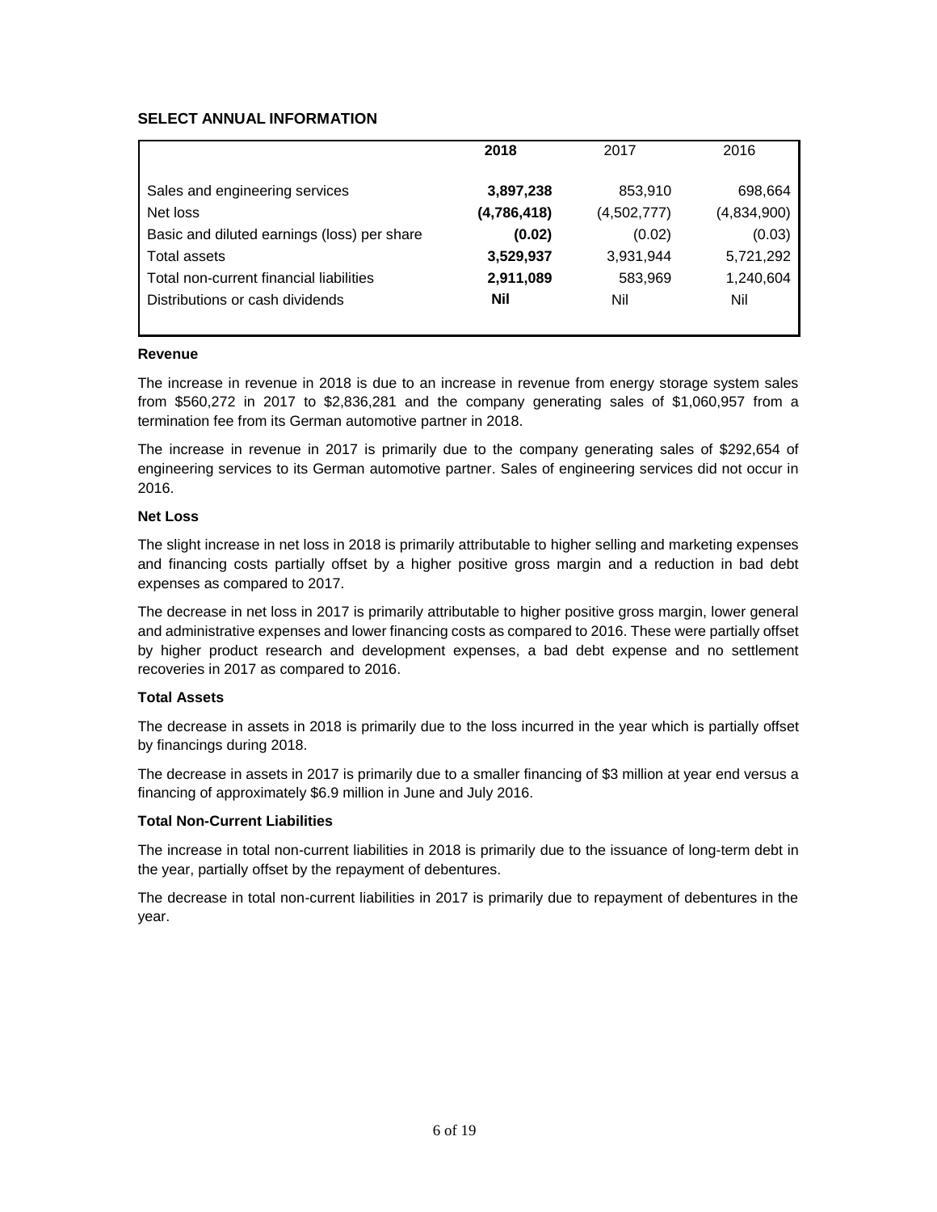## SELECT ANNUAL INFORMATION

| | **2018** | 2017 | 2016 |
|---|---|---|---|
| Sales and engineering services | **3,897,238** | 853,910 | 698,664 |
| Net loss | **(4,786,418)** | (4,502,777) | (4,834,900) |
| Basic and diluted earnings (loss) per share | **(0.02)** | (0.02) | (0.03) |
| Total assets | **3,529,937** | 3,931,944 | 5,721,292 |
| Total non-current financial liabilities | **2,911,089** | 583,969 | 1,240,604 |
| Distributions or cash dividends | **Nil** | Nil | Nil |

**Revenue**

The increase in revenue in 2018 is due to an increase in revenue from energy storage system sales from \$560,272 in 2017 to \$2,836,281 and the company generating sales of \$1,060,957 from a termination fee from its German automotive partner in 2018.

The increase in revenue in 2017 is primarily due to the company generating sales of \$292,654 of engineering services to its German automotive partner. Sales of engineering services did not occur in 2016.

**Net Loss**

The slight increase in net loss in 2018 is primarily attributable to higher selling and marketing expenses and financing costs partially offset by a higher positive gross margin and a reduction in bad debt expenses as compared to 2017.

The decrease in net loss in 2017 is primarily attributable to higher positive gross margin, lower general and administrative expenses and lower financing costs as compared to 2016. These were partially offset by higher product research and development expenses, a bad debt expense and no settlement recoveries in 2017 as compared to 2016.

**Total Assets**

The decrease in assets in 2018 is primarily due to the loss incurred in the year which is partially offset by financings during 2018.

The decrease in assets in 2017 is primarily due to a smaller financing of \$3 million at year end versus a financing of approximately \$6.9 million in June and July 2016.

**Total Non-Current Liabilities**

The increase in total non-current liabilities in 2018 is primarily due to the issuance of long-term debt in the year, partially offset by the repayment of debentures.

The decrease in total non-current liabilities in 2017 is primarily due to repayment of debentures in the year.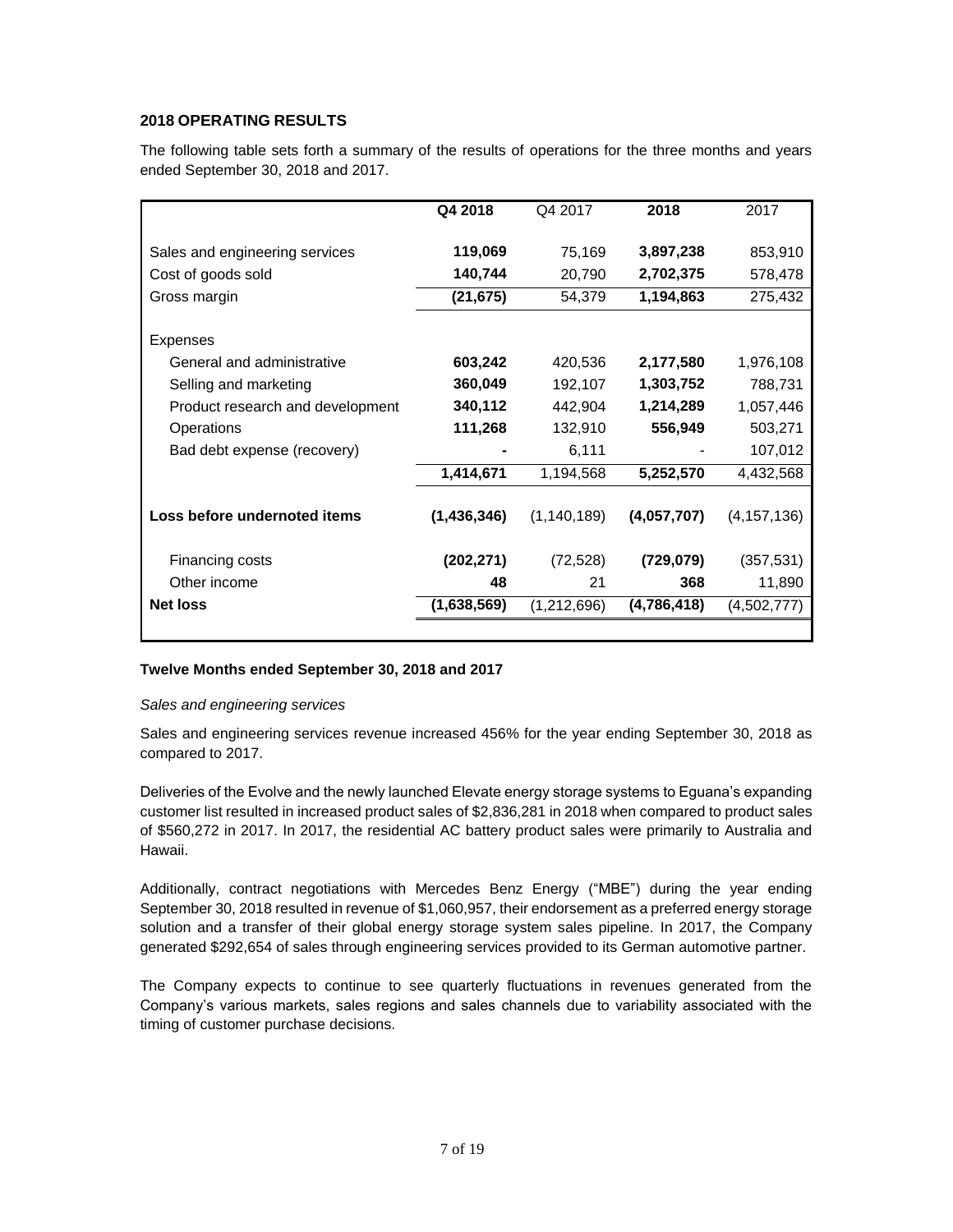## 2018 OPERATING RESULTS

The following table sets forth a summary of the results of operations for the three months and years ended September 30, 2018 and 2017.

| | **Q4 2018** | Q4 2017 | **2018** | 2017 |
|---|---|---|---|---|
| Sales and engineering services | **119,069** | 75,169 | **3,897,238** | 853,910 |
| Cost of goods sold | **140,744** | 20,790 | **2,702,375** | 578,478 |
| Gross margin | **(21,675)** | 54,379 | **1,194,863** | 275,432 |
| Expenses | | | | |
| General and administrative | **603,242** | 420,536 | **2,177,580** | 1,976,108 |
| Selling and marketing | **360,049** | 192,107 | **1,303,752** | 788,731 |
| Product research and development | **340,112** | 442,904 | **1,214,289** | 1,057,446 |
| Operations | **111,268** | 132,910 | **556,949** | 503,271 |
| Bad debt expense (recovery) | **-** | 6,111 | - | 107,012 |
| | **1,414,671** | 1,194,568 | **5,252,570** | 4,432,568 |
| **Loss before undernoted items** | **(1,436,346)** | (1,140,189) | **(4,057,707)** | (4,157,136) |
| Financing costs | **(202,271)** | (72,528) | **(729,079)** | (357,531) |
| Other income | **48** | 21 | **368** | 11,890 |
| **Net loss** | **(1,638,569)** | (1,212,696) | **(4,786,418)** | (4,502,777) |

**Twelve Months ended September 30, 2018 and 2017**

*Sales and engineering services*

Sales and engineering services revenue increased 456% for the year ending September 30, 2018 as compared to 2017.

Deliveries of the Evolve and the newly launched Elevate energy storage systems to Eguana's expanding customer list resulted in increased product sales of $2,836,281 in 2018 when compared to product sales of $560,272 in 2017. In 2017, the residential AC battery product sales were primarily to Australia and Hawaii.

Additionally, contract negotiations with Mercedes Benz Energy ("MBE") during the year ending September 30, 2018 resulted in revenue of $1,060,957, their endorsement as a preferred energy storage solution and a transfer of their global energy storage system sales pipeline. In 2017, the Company generated $292,654 of sales through engineering services provided to its German automotive partner.

The Company expects to continue to see quarterly fluctuations in revenues generated from the Company's various markets, sales regions and sales channels due to variability associated with the timing of customer purchase decisions.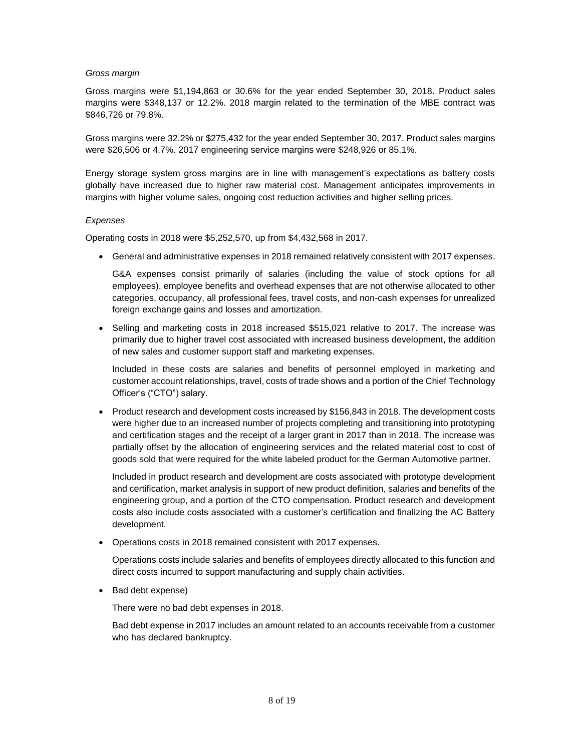*Gross margin*

Gross margins were $1,194,863 or 30.6% for the year ended September 30, 2018. Product sales margins were $348,137 or 12.2%. 2018 margin related to the termination of the MBE contract was $846,726 or 79.8%.

Gross margins were 32.2% or $275,432 for the year ended September 30, 2017. Product sales margins were $26,506 or 4.7%. 2017 engineering service margins were $248,926 or 85.1%.

Energy storage system gross margins are in line with management's expectations as battery costs globally have increased due to higher raw material cost. Management anticipates improvements in margins with higher volume sales, ongoing cost reduction activities and higher selling prices.

*Expenses*

Operating costs in 2018 were $5,252,570, up from $4,432,568 in 2017.

- General and administrative expenses in 2018 remained relatively consistent with 2017 expenses.

  G&A expenses consist primarily of salaries (including the value of stock options for all employees), employee benefits and overhead expenses that are not otherwise allocated to other categories, occupancy, all professional fees, travel costs, and non-cash expenses for unrealized foreign exchange gains and losses and amortization.

- Selling and marketing costs in 2018 increased $515,021 relative to 2017. The increase was primarily due to higher travel cost associated with increased business development, the addition of new sales and customer support staff and marketing expenses.

  Included in these costs are salaries and benefits of personnel employed in marketing and customer account relationships, travel, costs of trade shows and a portion of the Chief Technology Officer's ("CTO") salary.

- Product research and development costs increased by $156,843 in 2018. The development costs were higher due to an increased number of projects completing and transitioning into prototyping and certification stages and the receipt of a larger grant in 2017 than in 2018. The increase was partially offset by the allocation of engineering services and the related material cost to cost of goods sold that were required for the white labeled product for the German Automotive partner.

  Included in product research and development are costs associated with prototype development and certification, market analysis in support of new product definition, salaries and benefits of the engineering group, and a portion of the CTO compensation. Product research and development costs also include costs associated with a customer's certification and finalizing the AC Battery development.

- Operations costs in 2018 remained consistent with 2017 expenses.

  Operations costs include salaries and benefits of employees directly allocated to this function and direct costs incurred to support manufacturing and supply chain activities.

- Bad debt expense)

  There were no bad debt expenses in 2018.

  Bad debt expense in 2017 includes an amount related to an accounts receivable from a customer who has declared bankruptcy.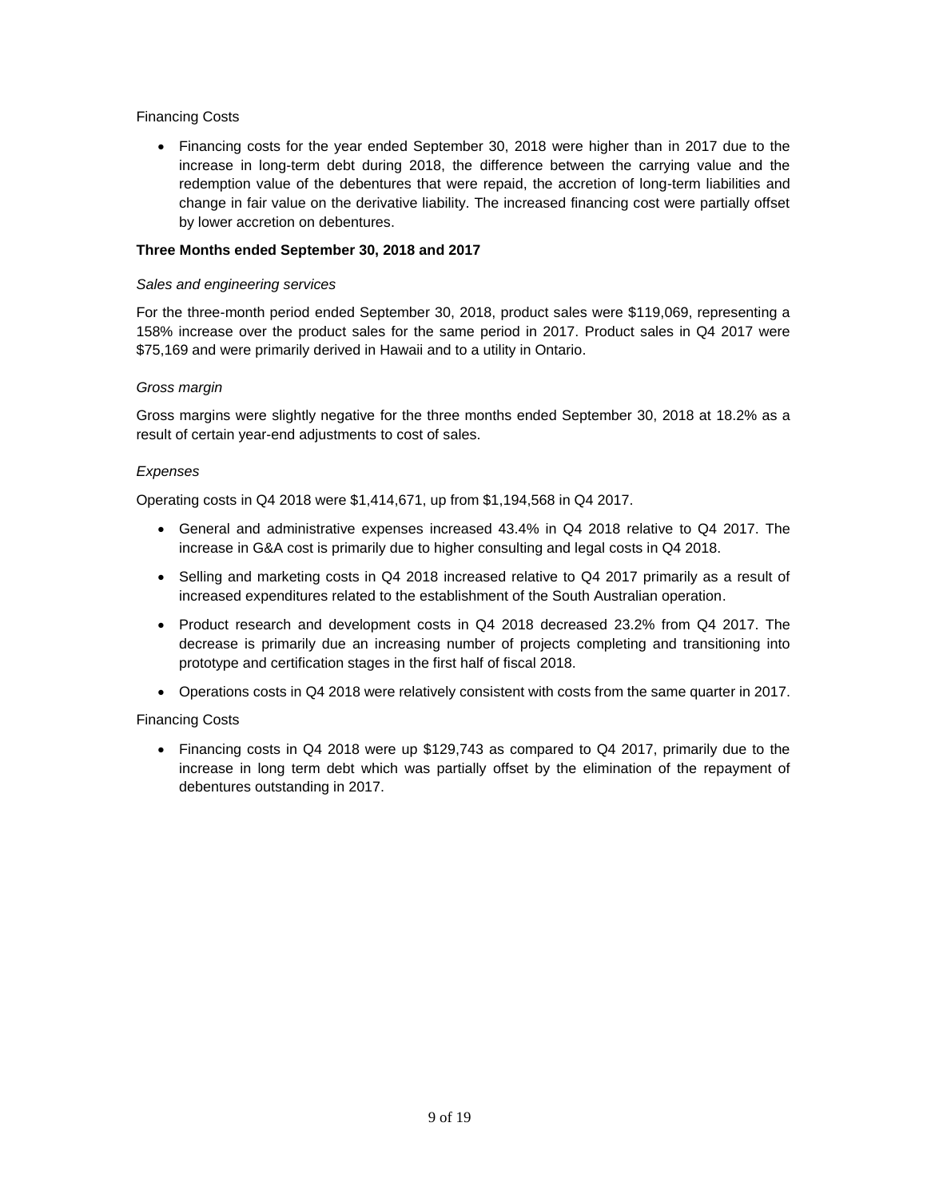Financing Costs

- Financing costs for the year ended September 30, 2018 were higher than in 2017 due to the increase in long-term debt during 2018, the difference between the carrying value and the redemption value of the debentures that were repaid, the accretion of long-term liabilities and change in fair value on the derivative liability. The increased financing cost were partially offset by lower accretion on debentures.

**Three Months ended September 30, 2018 and 2017**

*Sales and engineering services*

For the three-month period ended September 30, 2018, product sales were $119,069, representing a 158% increase over the product sales for the same period in 2017. Product sales in Q4 2017 were $75,169 and were primarily derived in Hawaii and to a utility in Ontario.

*Gross margin*

Gross margins were slightly negative for the three months ended September 30, 2018 at 18.2% as a result of certain year-end adjustments to cost of sales.

*Expenses*

Operating costs in Q4 2018 were $1,414,671, up from $1,194,568 in Q4 2017.

- General and administrative expenses increased 43.4% in Q4 2018 relative to Q4 2017. The increase in G&A cost is primarily due to higher consulting and legal costs in Q4 2018.
- Selling and marketing costs in Q4 2018 increased relative to Q4 2017 primarily as a result of increased expenditures related to the establishment of the South Australian operation.
- Product research and development costs in Q4 2018 decreased 23.2% from Q4 2017. The decrease is primarily due an increasing number of projects completing and transitioning into prototype and certification stages in the first half of fiscal 2018.
- Operations costs in Q4 2018 were relatively consistent with costs from the same quarter in 2017.

Financing Costs

- Financing costs in Q4 2018 were up $129,743 as compared to Q4 2017, primarily due to the increase in long term debt which was partially offset by the elimination of the repayment of debentures outstanding in 2017.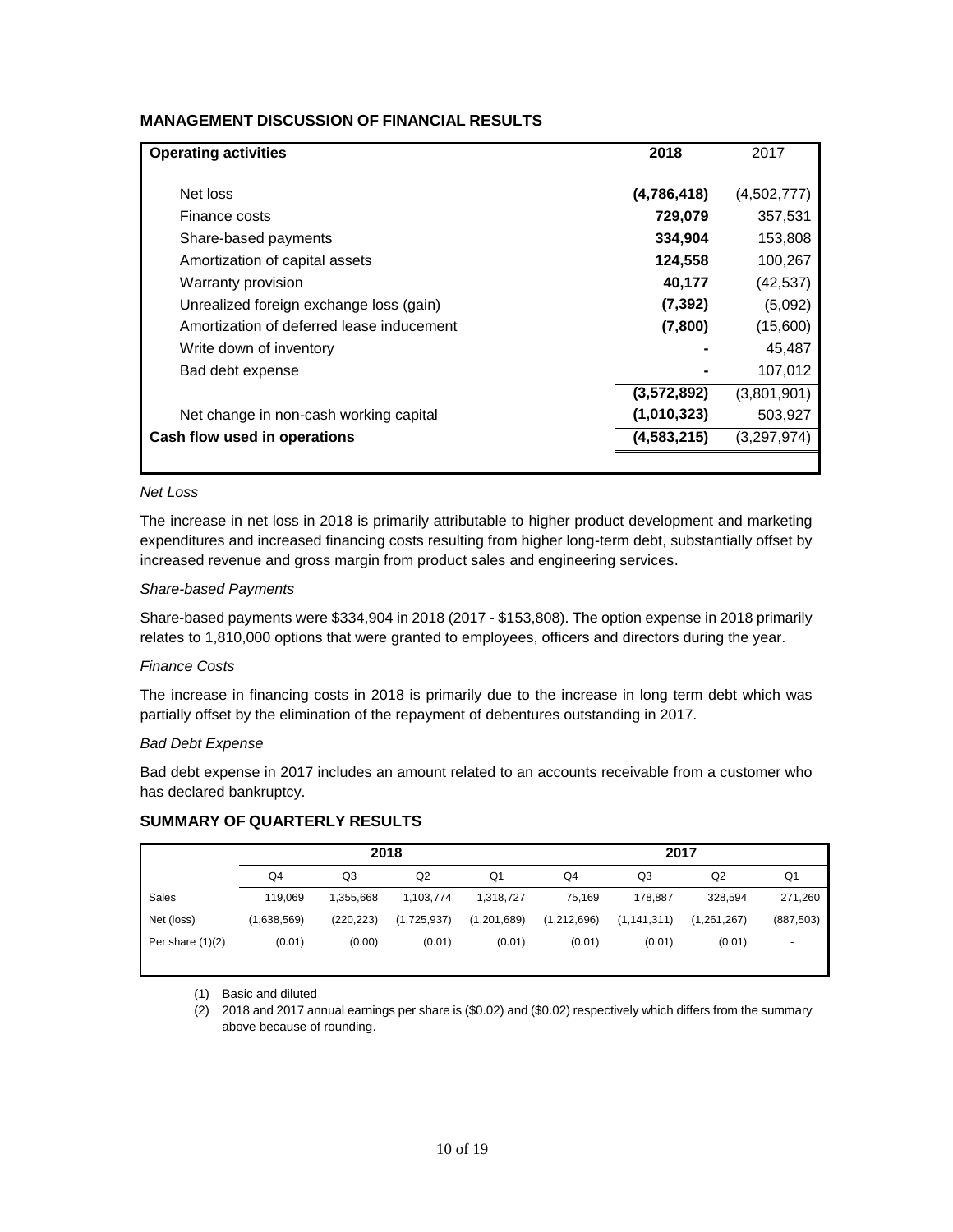## MANAGEMENT DISCUSSION OF FINANCIAL RESULTS

| Operating activities | 2018 | 2017 |
|---|---|---|
| Net loss | **(4,786,418)** | (4,502,777) |
| Finance costs | **729,079** | 357,531 |
| Share-based payments | **334,904** | 153,808 |
| Amortization of capital assets | **124,558** | 100,267 |
| Warranty provision | **40,177** | (42,537) |
| Unrealized foreign exchange loss (gain) | **(7,392)** | (5,092) |
| Amortization of deferred lease inducement | **(7,800)** | (15,600) |
| Write down of inventory | **-** | 45,487 |
| Bad debt expense | **-** | 107,012 |
| | **(3,572,892)** | (3,801,901) |
| Net change in non-cash working capital | **(1,010,323)** | 503,927 |
| **Cash flow used in operations** | **(4,583,215)** | (3,297,974) |

*Net Loss*

The increase in net loss in 2018 is primarily attributable to higher product development and marketing expenditures and increased financing costs resulting from higher long-term debt, substantially offset by increased revenue and gross margin from product sales and engineering services.

*Share-based Payments*

Share-based payments were $334,904 in 2018 (2017 - $153,808). The option expense in 2018 primarily relates to 1,810,000 options that were granted to employees, officers and directors during the year.

*Finance Costs*

The increase in financing costs in 2018 is primarily due to the increase in long term debt which was partially offset by the elimination of the repayment of debentures outstanding in 2017.

*Bad Debt Expense*

Bad debt expense in 2017 includes an amount related to an accounts receivable from a customer who has declared bankruptcy.

## SUMMARY OF QUARTERLY RESULTS

| | 2018 | | | | 2017 | | | |
|---|---|---|---|---|---|---|---|---|
| | Q4 | Q3 | Q2 | Q1 | Q4 | Q3 | Q2 | Q1 |
| Sales | 119,069 | 1,355,668 | 1,103,774 | 1,318,727 | 75,169 | 178,887 | 328,594 | 271,260 |
| Net (loss) | (1,638,569) | (220,223) | (1,725,937) | (1,201,689) | (1,212,696) | (1,141,311) | (1,261,267) | (887,503) |
| Per share (1)(2) | (0.01) | (0.00) | (0.01) | (0.01) | (0.01) | (0.01) | (0.01) | - |

(1) Basic and diluted

(2) 2018 and 2017 annual earnings per share is ($0.02) and ($0.02) respectively which differs from the summary above because of rounding.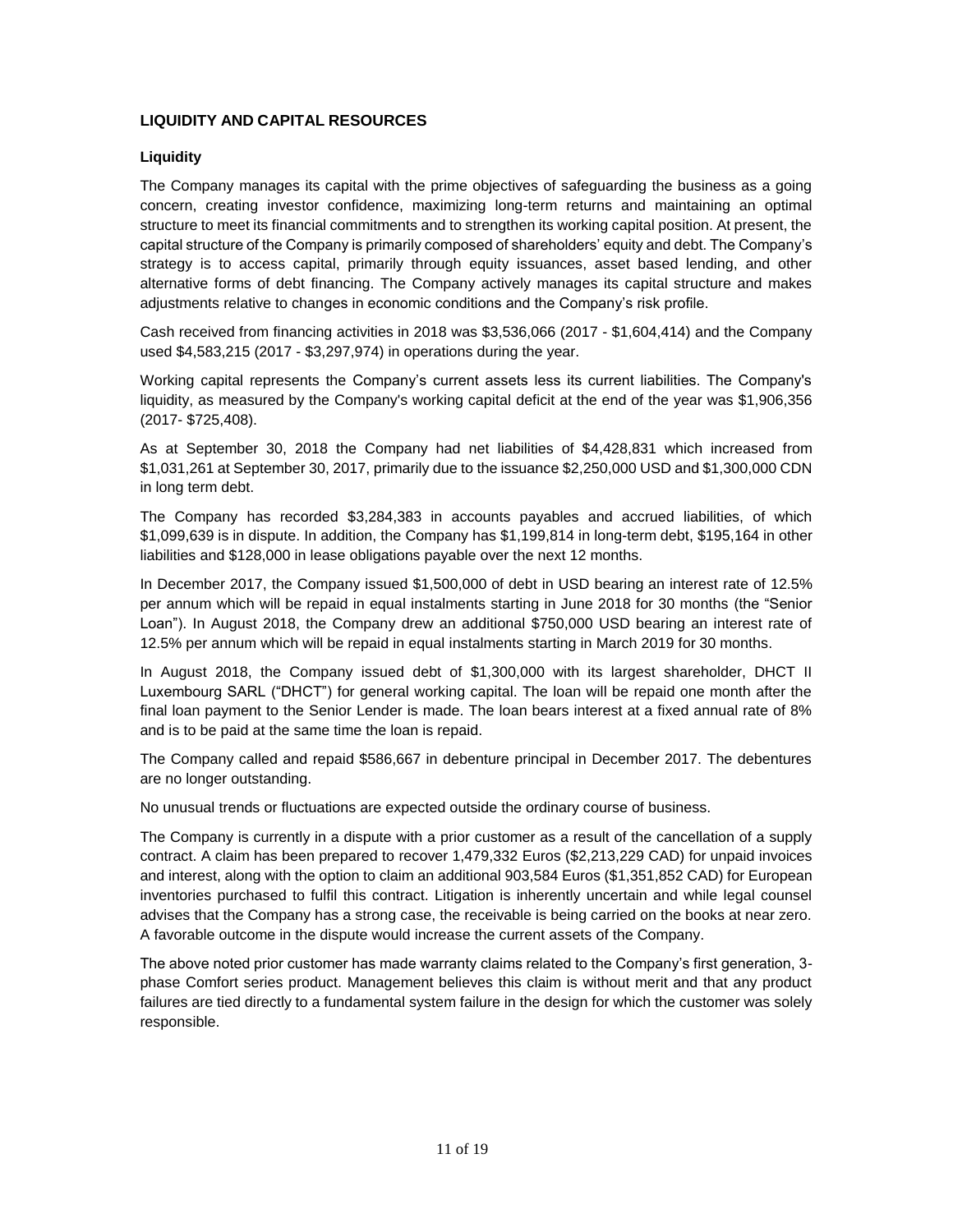## LIQUIDITY AND CAPITAL RESOURCES

### Liquidity

The Company manages its capital with the prime objectives of safeguarding the business as a going concern, creating investor confidence, maximizing long-term returns and maintaining an optimal structure to meet its financial commitments and to strengthen its working capital position. At present, the capital structure of the Company is primarily composed of shareholders' equity and debt. The Company's strategy is to access capital, primarily through equity issuances, asset based lending, and other alternative forms of debt financing. The Company actively manages its capital structure and makes adjustments relative to changes in economic conditions and the Company's risk profile.

Cash received from financing activities in 2018 was $3,536,066 (2017 - $1,604,414) and the Company used $4,583,215 (2017 - $3,297,974) in operations during the year.

Working capital represents the Company's current assets less its current liabilities. The Company's liquidity, as measured by the Company's working capital deficit at the end of the year was $1,906,356 (2017- $725,408).

As at September 30, 2018 the Company had net liabilities of $4,428,831 which increased from $1,031,261 at September 30, 2017, primarily due to the issuance $2,250,000 USD and $1,300,000 CDN in long term debt.

The Company has recorded $3,284,383 in accounts payables and accrued liabilities, of which $1,099,639 is in dispute. In addition, the Company has $1,199,814 in long-term debt, $195,164 in other liabilities and $128,000 in lease obligations payable over the next 12 months.

In December 2017, the Company issued $1,500,000 of debt in USD bearing an interest rate of 12.5% per annum which will be repaid in equal instalments starting in June 2018 for 30 months (the "Senior Loan"). In August 2018, the Company drew an additional $750,000 USD bearing an interest rate of 12.5% per annum which will be repaid in equal instalments starting in March 2019 for 30 months.

In August 2018, the Company issued debt of $1,300,000 with its largest shareholder, DHCT II Luxembourg SARL ("DHCT") for general working capital. The loan will be repaid one month after the final loan payment to the Senior Lender is made. The loan bears interest at a fixed annual rate of 8% and is to be paid at the same time the loan is repaid.

The Company called and repaid $586,667 in debenture principal in December 2017. The debentures are no longer outstanding.

No unusual trends or fluctuations are expected outside the ordinary course of business.

The Company is currently in a dispute with a prior customer as a result of the cancellation of a supply contract. A claim has been prepared to recover 1,479,332 Euros ($2,213,229 CAD) for unpaid invoices and interest, along with the option to claim an additional 903,584 Euros ($1,351,852 CAD) for European inventories purchased to fulfil this contract. Litigation is inherently uncertain and while legal counsel advises that the Company has a strong case, the receivable is being carried on the books at near zero. A favorable outcome in the dispute would increase the current assets of the Company.

The above noted prior customer has made warranty claims related to the Company's first generation, 3-phase Comfort series product. Management believes this claim is without merit and that any product failures are tied directly to a fundamental system failure in the design for which the customer was solely responsible.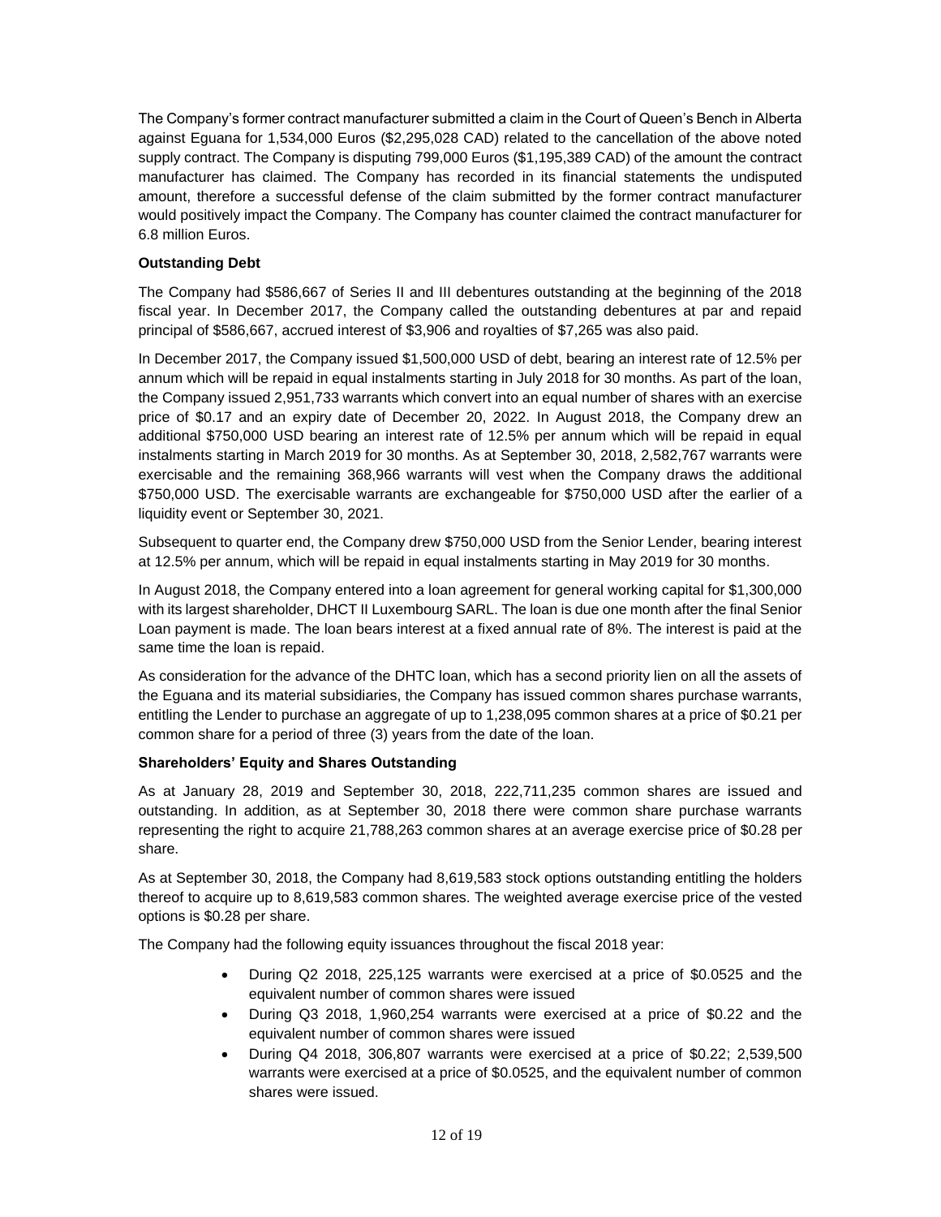The Company's former contract manufacturer submitted a claim in the Court of Queen's Bench in Alberta against Eguana for 1,534,000 Euros ($2,295,028 CAD) related to the cancellation of the above noted supply contract. The Company is disputing 799,000 Euros ($1,195,389 CAD) of the amount the contract manufacturer has claimed. The Company has recorded in its financial statements the undisputed amount, therefore a successful defense of the claim submitted by the former contract manufacturer would positively impact the Company. The Company has counter claimed the contract manufacturer for 6.8 million Euros.

**Outstanding Debt**

The Company had $586,667 of Series II and III debentures outstanding at the beginning of the 2018 fiscal year. In December 2017, the Company called the outstanding debentures at par and repaid principal of $586,667, accrued interest of $3,906 and royalties of $7,265 was also paid.

In December 2017, the Company issued $1,500,000 USD of debt, bearing an interest rate of 12.5% per annum which will be repaid in equal instalments starting in July 2018 for 30 months. As part of the loan, the Company issued 2,951,733 warrants which convert into an equal number of shares with an exercise price of $0.17 and an expiry date of December 20, 2022. In August 2018, the Company drew an additional $750,000 USD bearing an interest rate of 12.5% per annum which will be repaid in equal instalments starting in March 2019 for 30 months. As at September 30, 2018, 2,582,767 warrants were exercisable and the remaining 368,966 warrants will vest when the Company draws the additional $750,000 USD. The exercisable warrants are exchangeable for $750,000 USD after the earlier of a liquidity event or September 30, 2021.

Subsequent to quarter end, the Company drew $750,000 USD from the Senior Lender, bearing interest at 12.5% per annum, which will be repaid in equal instalments starting in May 2019 for 30 months.

In August 2018, the Company entered into a loan agreement for general working capital for $1,300,000 with its largest shareholder, DHCT II Luxembourg SARL. The loan is due one month after the final Senior Loan payment is made. The loan bears interest at a fixed annual rate of 8%. The interest is paid at the same time the loan is repaid.

As consideration for the advance of the DHTC loan, which has a second priority lien on all the assets of the Eguana and its material subsidiaries, the Company has issued common shares purchase warrants, entitling the Lender to purchase an aggregate of up to 1,238,095 common shares at a price of $0.21 per common share for a period of three (3) years from the date of the loan.

**Shareholders' Equity and Shares Outstanding**

As at January 28, 2019 and September 30, 2018, 222,711,235 common shares are issued and outstanding. In addition, as at September 30, 2018 there were common share purchase warrants representing the right to acquire 21,788,263 common shares at an average exercise price of $0.28 per share.

As at September 30, 2018, the Company had 8,619,583 stock options outstanding entitling the holders thereof to acquire up to 8,619,583 common shares. The weighted average exercise price of the vested options is $0.28 per share.

The Company had the following equity issuances throughout the fiscal 2018 year:

- During Q2 2018, 225,125 warrants were exercised at a price of $0.0525 and the equivalent number of common shares were issued
- During Q3 2018, 1,960,254 warrants were exercised at a price of $0.22 and the equivalent number of common shares were issued
- During Q4 2018, 306,807 warrants were exercised at a price of $0.22; 2,539,500 warrants were exercised at a price of $0.0525, and the equivalent number of common shares were issued.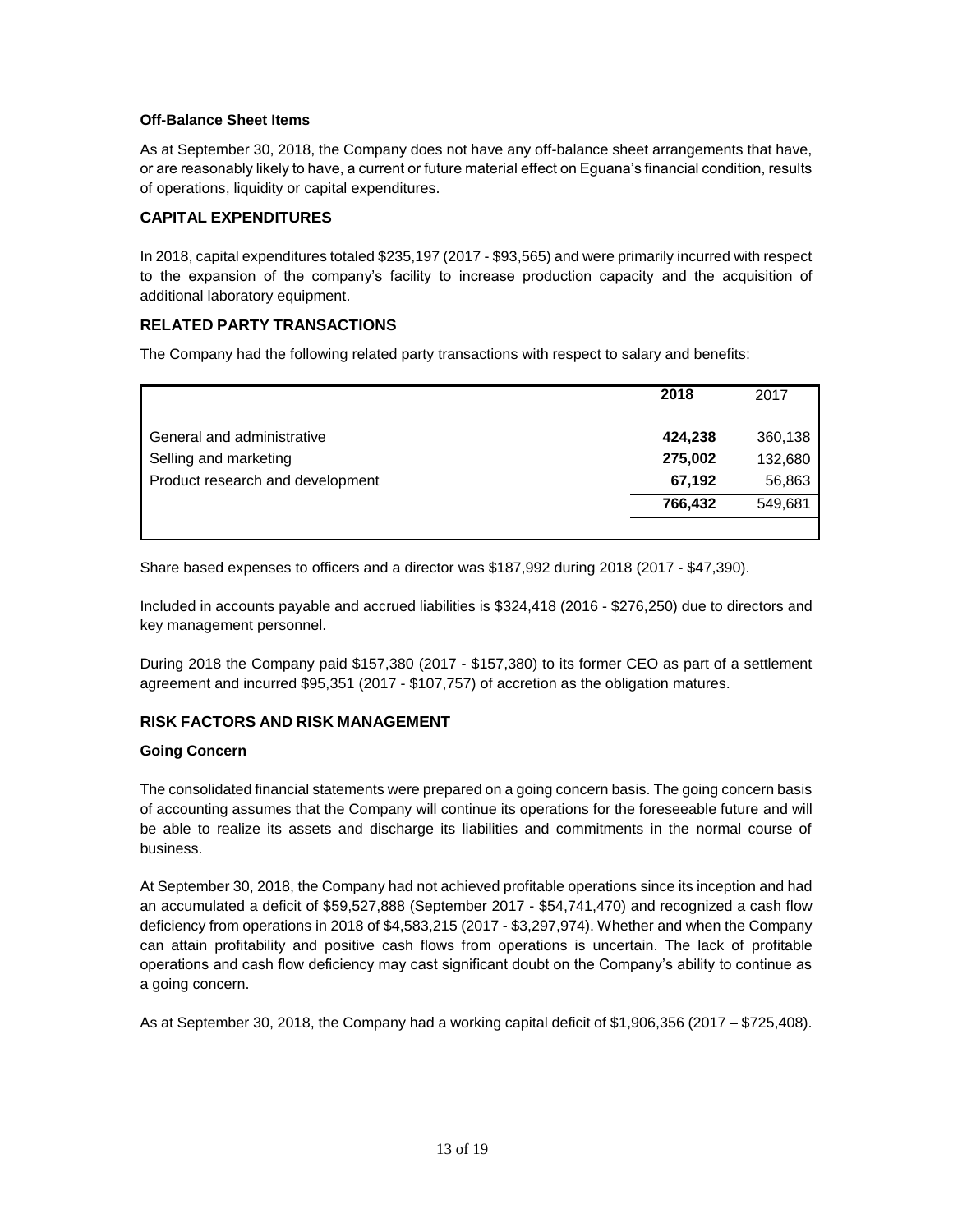**Off-Balance Sheet Items**

As at September 30, 2018, the Company does not have any off-balance sheet arrangements that have, or are reasonably likely to have, a current or future material effect on Eguana's financial condition, results of operations, liquidity or capital expenditures.

## CAPITAL EXPENDITURES

In 2018, capital expenditures totaled $235,197 (2017 - $93,565) and were primarily incurred with respect to the expansion of the company's facility to increase production capacity and the acquisition of additional laboratory equipment.

## RELATED PARTY TRANSACTIONS

The Company had the following related party transactions with respect to salary and benefits:

| | **2018** | 2017 |
|---|---|---|
| General and administrative | **424,238** | 360,138 |
| Selling and marketing | **275,002** | 132,680 |
| Product research and development | **67,192** | 56,863 |
| | **766,432** | 549,681 |

Share based expenses to officers and a director was $187,992 during 2018 (2017 - $47,390).

Included in accounts payable and accrued liabilities is $324,418 (2016 - $276,250) due to directors and key management personnel.

During 2018 the Company paid $157,380 (2017 - $157,380) to its former CEO as part of a settlement agreement and incurred $95,351 (2017 - $107,757) of accretion as the obligation matures.

## RISK FACTORS AND RISK MANAGEMENT

**Going Concern**

The consolidated financial statements were prepared on a going concern basis. The going concern basis of accounting assumes that the Company will continue its operations for the foreseeable future and will be able to realize its assets and discharge its liabilities and commitments in the normal course of business.

At September 30, 2018, the Company had not achieved profitable operations since its inception and had an accumulated a deficit of $59,527,888 (September 2017 - $54,741,470) and recognized a cash flow deficiency from operations in 2018 of $4,583,215 (2017 - $3,297,974). Whether and when the Company can attain profitability and positive cash flows from operations is uncertain. The lack of profitable operations and cash flow deficiency may cast significant doubt on the Company's ability to continue as a going concern.

As at September 30, 2018, the Company had a working capital deficit of $1,906,356 (2017 – $725,408).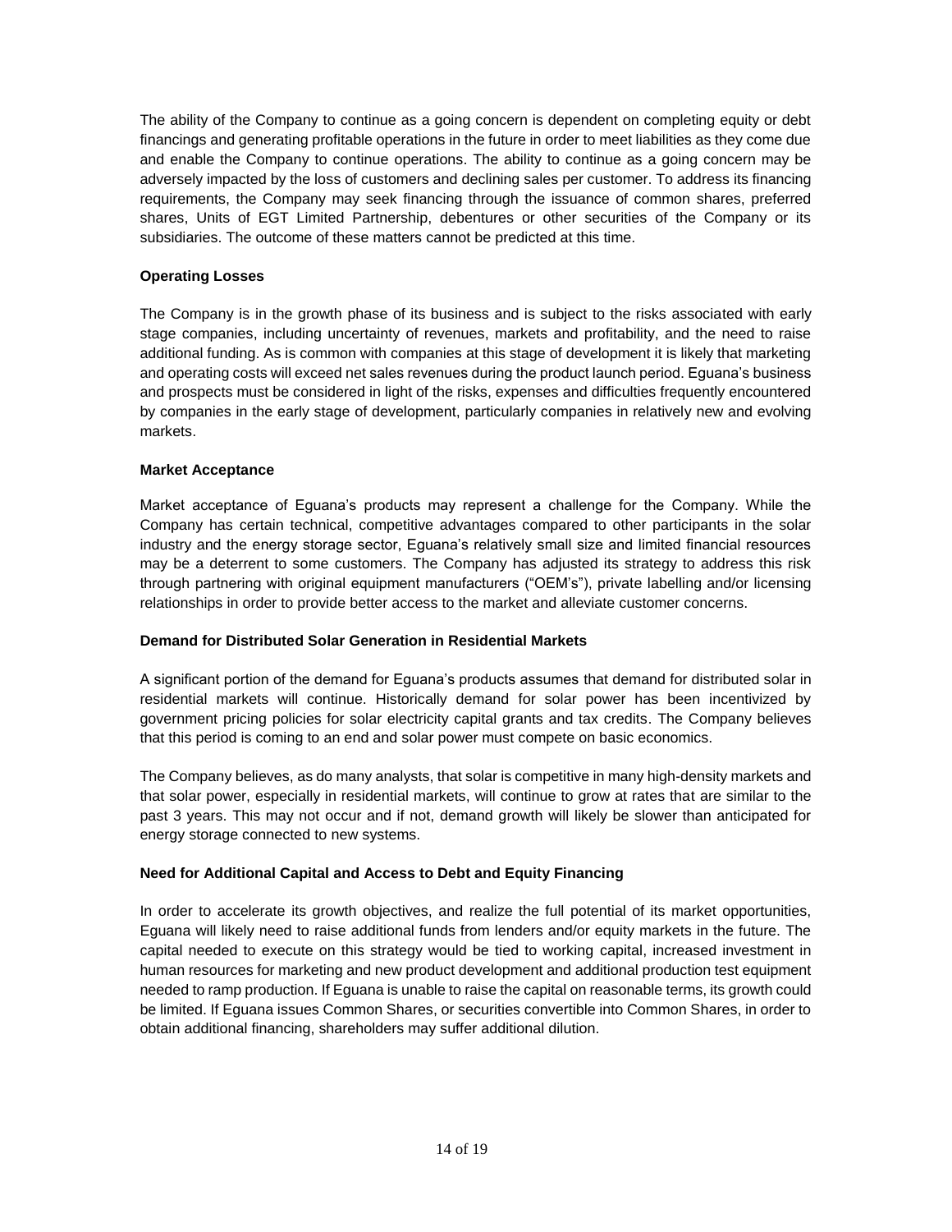The ability of the Company to continue as a going concern is dependent on completing equity or debt financings and generating profitable operations in the future in order to meet liabilities as they come due and enable the Company to continue operations. The ability to continue as a going concern may be adversely impacted by the loss of customers and declining sales per customer. To address its financing requirements, the Company may seek financing through the issuance of common shares, preferred shares, Units of EGT Limited Partnership, debentures or other securities of the Company or its subsidiaries. The outcome of these matters cannot be predicted at this time.

**Operating Losses**

The Company is in the growth phase of its business and is subject to the risks associated with early stage companies, including uncertainty of revenues, markets and profitability, and the need to raise additional funding. As is common with companies at this stage of development it is likely that marketing and operating costs will exceed net sales revenues during the product launch period. Eguana's business and prospects must be considered in light of the risks, expenses and difficulties frequently encountered by companies in the early stage of development, particularly companies in relatively new and evolving markets.

**Market Acceptance**

Market acceptance of Eguana's products may represent a challenge for the Company. While the Company has certain technical, competitive advantages compared to other participants in the solar industry and the energy storage sector, Eguana's relatively small size and limited financial resources may be a deterrent to some customers. The Company has adjusted its strategy to address this risk through partnering with original equipment manufacturers ("OEM's"), private labelling and/or licensing relationships in order to provide better access to the market and alleviate customer concerns.

**Demand for Distributed Solar Generation in Residential Markets**

A significant portion of the demand for Eguana's products assumes that demand for distributed solar in residential markets will continue. Historically demand for solar power has been incentivized by government pricing policies for solar electricity capital grants and tax credits. The Company believes that this period is coming to an end and solar power must compete on basic economics.

The Company believes, as do many analysts, that solar is competitive in many high-density markets and that solar power, especially in residential markets, will continue to grow at rates that are similar to the past 3 years. This may not occur and if not, demand growth will likely be slower than anticipated for energy storage connected to new systems.

**Need for Additional Capital and Access to Debt and Equity Financing**

In order to accelerate its growth objectives, and realize the full potential of its market opportunities, Eguana will likely need to raise additional funds from lenders and/or equity markets in the future. The capital needed to execute on this strategy would be tied to working capital, increased investment in human resources for marketing and new product development and additional production test equipment needed to ramp production. If Eguana is unable to raise the capital on reasonable terms, its growth could be limited. If Eguana issues Common Shares, or securities convertible into Common Shares, in order to obtain additional financing, shareholders may suffer additional dilution.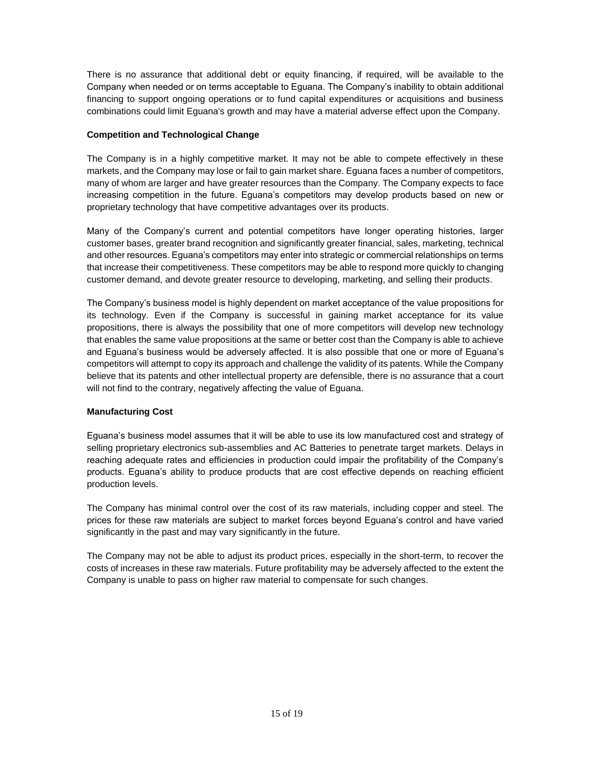There is no assurance that additional debt or equity financing, if required, will be available to the Company when needed or on terms acceptable to Eguana. The Company's inability to obtain additional financing to support ongoing operations or to fund capital expenditures or acquisitions and business combinations could limit Eguana's growth and may have a material adverse effect upon the Company.

**Competition and Technological Change**

The Company is in a highly competitive market. It may not be able to compete effectively in these markets, and the Company may lose or fail to gain market share. Eguana faces a number of competitors, many of whom are larger and have greater resources than the Company. The Company expects to face increasing competition in the future. Eguana's competitors may develop products based on new or proprietary technology that have competitive advantages over its products.

Many of the Company's current and potential competitors have longer operating histories, larger customer bases, greater brand recognition and significantly greater financial, sales, marketing, technical and other resources. Eguana's competitors may enter into strategic or commercial relationships on terms that increase their competitiveness. These competitors may be able to respond more quickly to changing customer demand, and devote greater resource to developing, marketing, and selling their products.

The Company's business model is highly dependent on market acceptance of the value propositions for its technology. Even if the Company is successful in gaining market acceptance for its value propositions, there is always the possibility that one of more competitors will develop new technology that enables the same value propositions at the same or better cost than the Company is able to achieve and Eguana's business would be adversely affected. It is also possible that one or more of Eguana's competitors will attempt to copy its approach and challenge the validity of its patents. While the Company believe that its patents and other intellectual property are defensible, there is no assurance that a court will not find to the contrary, negatively affecting the value of Eguana.

**Manufacturing Cost**

Eguana's business model assumes that it will be able to use its low manufactured cost and strategy of selling proprietary electronics sub-assemblies and AC Batteries to penetrate target markets. Delays in reaching adequate rates and efficiencies in production could impair the profitability of the Company's products. Eguana's ability to produce products that are cost effective depends on reaching efficient production levels.

The Company has minimal control over the cost of its raw materials, including copper and steel. The prices for these raw materials are subject to market forces beyond Eguana's control and have varied significantly in the past and may vary significantly in the future.

The Company may not be able to adjust its product prices, especially in the short-term, to recover the costs of increases in these raw materials. Future profitability may be adversely affected to the extent the Company is unable to pass on higher raw material to compensate for such changes.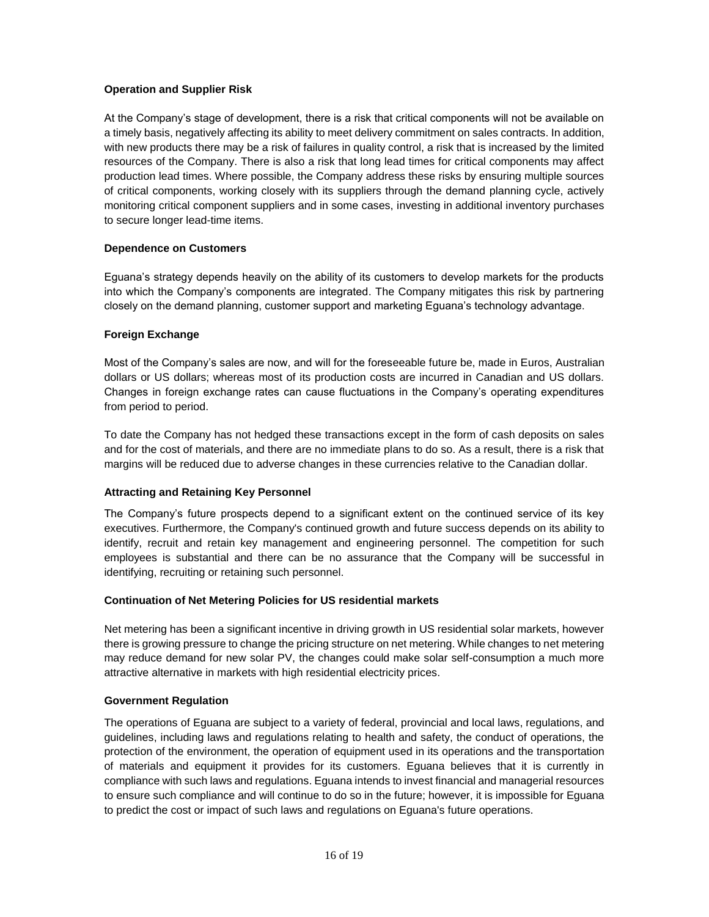### Operation and Supplier Risk

At the Company's stage of development, there is a risk that critical components will not be available on a timely basis, negatively affecting its ability to meet delivery commitment on sales contracts. In addition, with new products there may be a risk of failures in quality control, a risk that is increased by the limited resources of the Company. There is also a risk that long lead times for critical components may affect production lead times. Where possible, the Company address these risks by ensuring multiple sources of critical components, working closely with its suppliers through the demand planning cycle, actively monitoring critical component suppliers and in some cases, investing in additional inventory purchases to secure longer lead-time items.

### Dependence on Customers

Eguana's strategy depends heavily on the ability of its customers to develop markets for the products into which the Company's components are integrated. The Company mitigates this risk by partnering closely on the demand planning, customer support and marketing Eguana's technology advantage.

### Foreign Exchange

Most of the Company's sales are now, and will for the foreseeable future be, made in Euros, Australian dollars or US dollars; whereas most of its production costs are incurred in Canadian and US dollars. Changes in foreign exchange rates can cause fluctuations in the Company's operating expenditures from period to period.

To date the Company has not hedged these transactions except in the form of cash deposits on sales and for the cost of materials, and there are no immediate plans to do so. As a result, there is a risk that margins will be reduced due to adverse changes in these currencies relative to the Canadian dollar.

### Attracting and Retaining Key Personnel

The Company's future prospects depend to a significant extent on the continued service of its key executives. Furthermore, the Company's continued growth and future success depends on its ability to identify, recruit and retain key management and engineering personnel. The competition for such employees is substantial and there can be no assurance that the Company will be successful in identifying, recruiting or retaining such personnel.

### Continuation of Net Metering Policies for US residential markets

Net metering has been a significant incentive in driving growth in US residential solar markets, however there is growing pressure to change the pricing structure on net metering. While changes to net metering may reduce demand for new solar PV, the changes could make solar self-consumption a much more attractive alternative in markets with high residential electricity prices.

### Government Regulation

The operations of Eguana are subject to a variety of federal, provincial and local laws, regulations, and guidelines, including laws and regulations relating to health and safety, the conduct of operations, the protection of the environment, the operation of equipment used in its operations and the transportation of materials and equipment it provides for its customers. Eguana believes that it is currently in compliance with such laws and regulations. Eguana intends to invest financial and managerial resources to ensure such compliance and will continue to do so in the future; however, it is impossible for Eguana to predict the cost or impact of such laws and regulations on Eguana's future operations.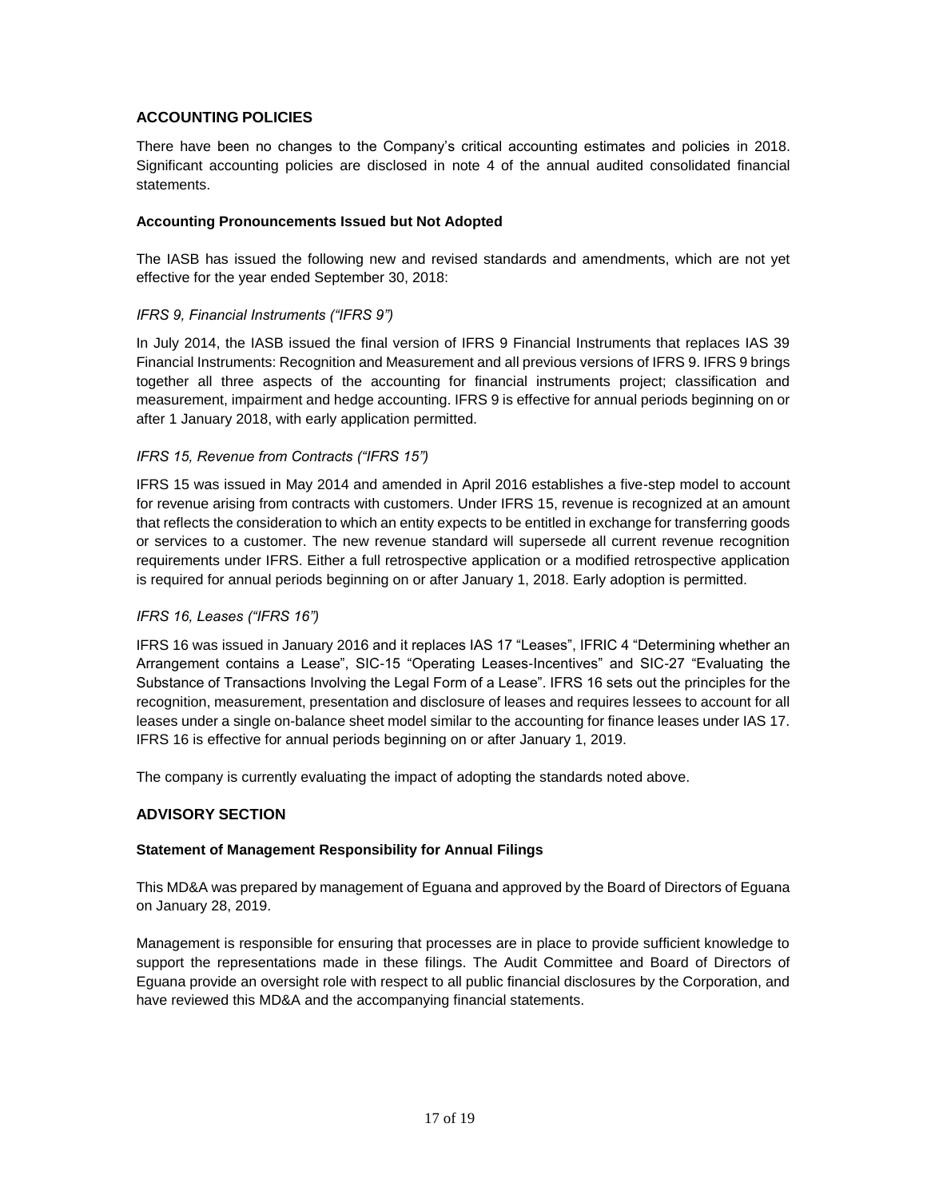## ACCOUNTING POLICIES

There have been no changes to the Company's critical accounting estimates and policies in 2018. Significant accounting policies are disclosed in note 4 of the annual audited consolidated financial statements.

### Accounting Pronouncements Issued but Not Adopted

The IASB has issued the following new and revised standards and amendments, which are not yet effective for the year ended September 30, 2018:

*IFRS 9, Financial Instruments ("IFRS 9")*

In July 2014, the IASB issued the final version of IFRS 9 Financial Instruments that replaces IAS 39 Financial Instruments: Recognition and Measurement and all previous versions of IFRS 9. IFRS 9 brings together all three aspects of the accounting for financial instruments project; classification and measurement, impairment and hedge accounting. IFRS 9 is effective for annual periods beginning on or after 1 January 2018, with early application permitted.

*IFRS 15, Revenue from Contracts ("IFRS 15")*

IFRS 15 was issued in May 2014 and amended in April 2016 establishes a five-step model to account for revenue arising from contracts with customers. Under IFRS 15, revenue is recognized at an amount that reflects the consideration to which an entity expects to be entitled in exchange for transferring goods or services to a customer. The new revenue standard will supersede all current revenue recognition requirements under IFRS. Either a full retrospective application or a modified retrospective application is required for annual periods beginning on or after January 1, 2018. Early adoption is permitted.

*IFRS 16, Leases ("IFRS 16")*

IFRS 16 was issued in January 2016 and it replaces IAS 17 "Leases", IFRIC 4 "Determining whether an Arrangement contains a Lease", SIC-15 "Operating Leases-Incentives" and SIC-27 "Evaluating the Substance of Transactions Involving the Legal Form of a Lease". IFRS 16 sets out the principles for the recognition, measurement, presentation and disclosure of leases and requires lessees to account for all leases under a single on-balance sheet model similar to the accounting for finance leases under IAS 17. IFRS 16 is effective for annual periods beginning on or after January 1, 2019.

The company is currently evaluating the impact of adopting the standards noted above.

## ADVISORY SECTION

### Statement of Management Responsibility for Annual Filings

This MD&A was prepared by management of Eguana and approved by the Board of Directors of Eguana on January 28, 2019.

Management is responsible for ensuring that processes are in place to provide sufficient knowledge to support the representations made in these filings. The Audit Committee and Board of Directors of Eguana provide an oversight role with respect to all public financial disclosures by the Corporation, and have reviewed this MD&A and the accompanying financial statements.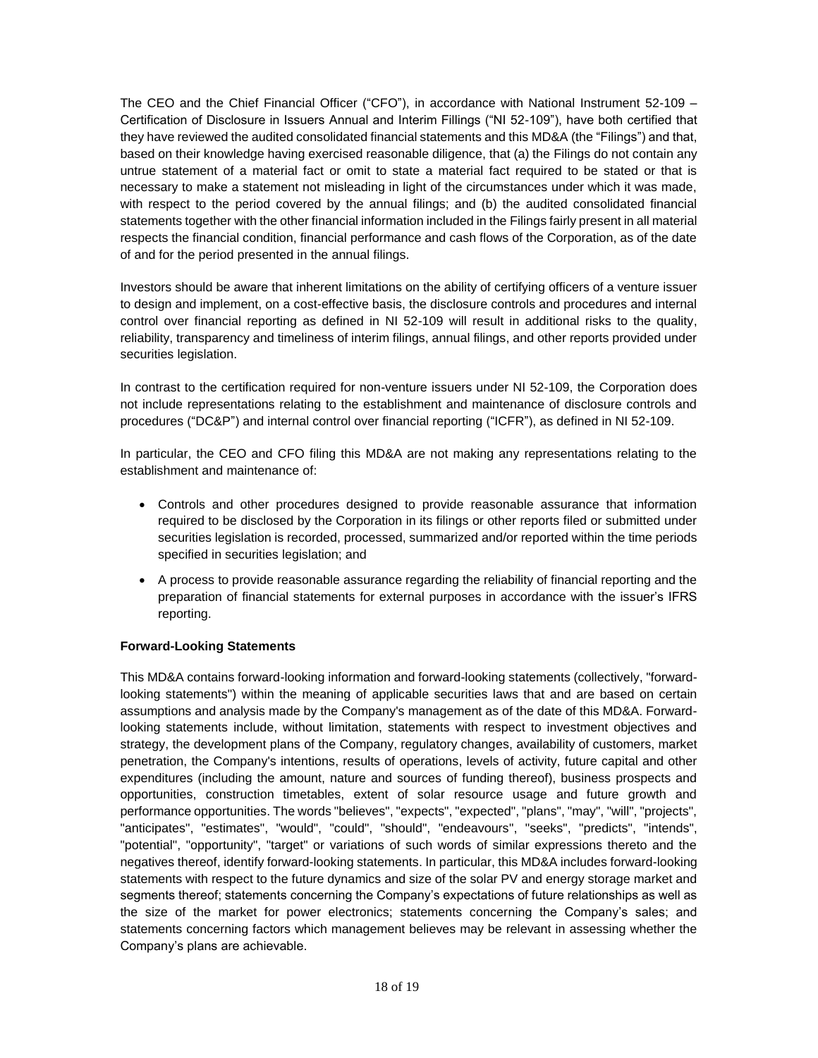The CEO and the Chief Financial Officer ("CFO"), in accordance with National Instrument 52-109 – Certification of Disclosure in Issuers Annual and Interim Fillings ("NI 52-109"), have both certified that they have reviewed the audited consolidated financial statements and this MD&A (the "Filings") and that, based on their knowledge having exercised reasonable diligence, that (a) the Filings do not contain any untrue statement of a material fact or omit to state a material fact required to be stated or that is necessary to make a statement not misleading in light of the circumstances under which it was made, with respect to the period covered by the annual filings; and (b) the audited consolidated financial statements together with the other financial information included in the Filings fairly present in all material respects the financial condition, financial performance and cash flows of the Corporation, as of the date of and for the period presented in the annual filings.

Investors should be aware that inherent limitations on the ability of certifying officers of a venture issuer to design and implement, on a cost-effective basis, the disclosure controls and procedures and internal control over financial reporting as defined in NI 52-109 will result in additional risks to the quality, reliability, transparency and timeliness of interim filings, annual filings, and other reports provided under securities legislation.

In contrast to the certification required for non-venture issuers under NI 52-109, the Corporation does not include representations relating to the establishment and maintenance of disclosure controls and procedures ("DC&P") and internal control over financial reporting ("ICFR"), as defined in NI 52-109.

In particular, the CEO and CFO filing this MD&A are not making any representations relating to the establishment and maintenance of:

- Controls and other procedures designed to provide reasonable assurance that information required to be disclosed by the Corporation in its filings or other reports filed or submitted under securities legislation is recorded, processed, summarized and/or reported within the time periods specified in securities legislation; and
- A process to provide reasonable assurance regarding the reliability of financial reporting and the preparation of financial statements for external purposes in accordance with the issuer's IFRS reporting.

**Forward-Looking Statements**

This MD&A contains forward-looking information and forward-looking statements (collectively, "forward-looking statements") within the meaning of applicable securities laws that and are based on certain assumptions and analysis made by the Company's management as of the date of this MD&A. Forward-looking statements include, without limitation, statements with respect to investment objectives and strategy, the development plans of the Company, regulatory changes, availability of customers, market penetration, the Company's intentions, results of operations, levels of activity, future capital and other expenditures (including the amount, nature and sources of funding thereof), business prospects and opportunities, construction timetables, extent of solar resource usage and future growth and performance opportunities. The words "believes", "expects", "expected", "plans", "may", "will", "projects", "anticipates", "estimates", "would", "could", "should", "endeavours", "seeks", "predicts", "intends", "potential", "opportunity", "target" or variations of such words of similar expressions thereto and the negatives thereof, identify forward-looking statements. In particular, this MD&A includes forward-looking statements with respect to the future dynamics and size of the solar PV and energy storage market and segments thereof; statements concerning the Company's expectations of future relationships as well as the size of the market for power electronics; statements concerning the Company's sales; and statements concerning factors which management believes may be relevant in assessing whether the Company's plans are achievable.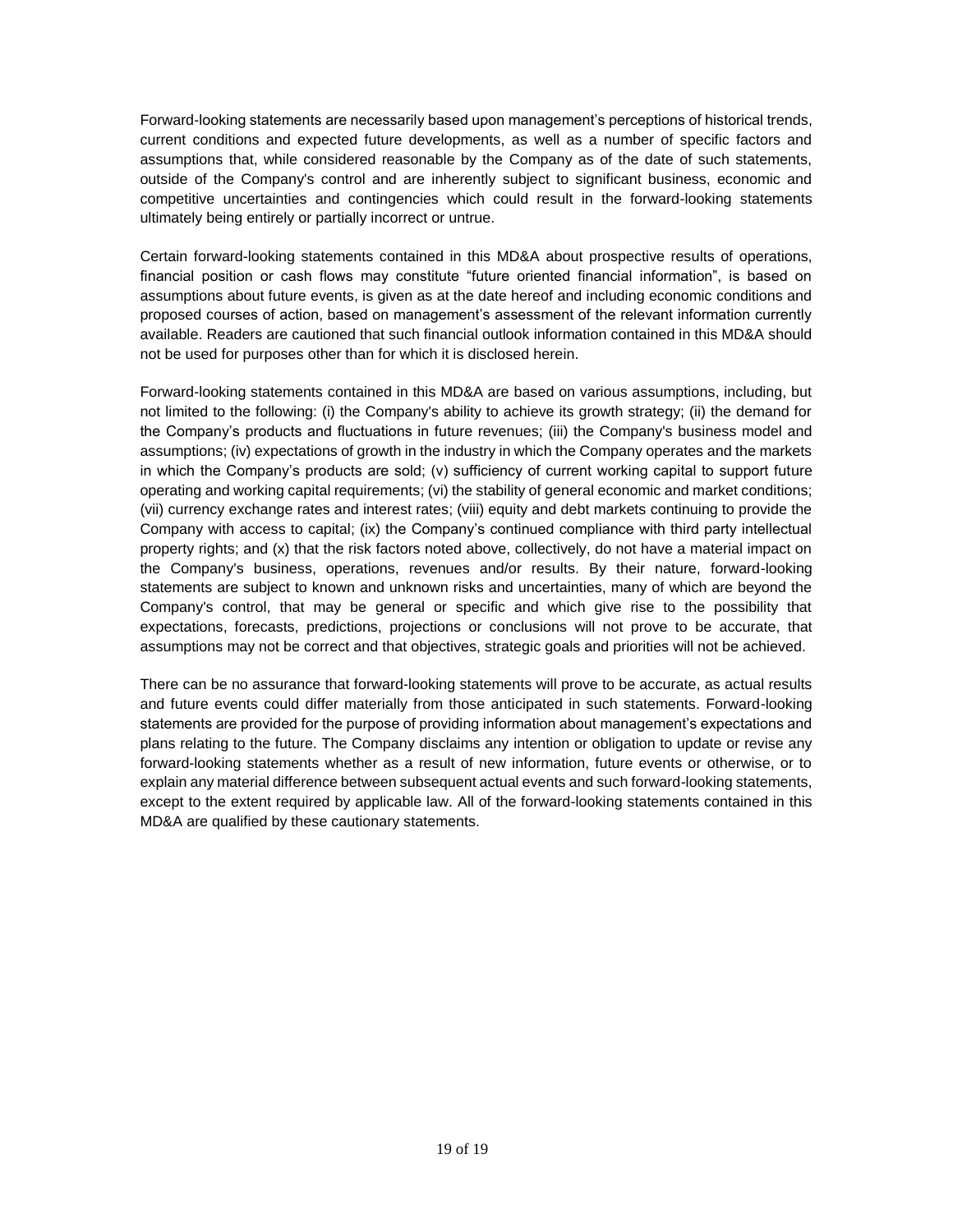Forward-looking statements are necessarily based upon management's perceptions of historical trends, current conditions and expected future developments, as well as a number of specific factors and assumptions that, while considered reasonable by the Company as of the date of such statements, outside of the Company's control and are inherently subject to significant business, economic and competitive uncertainties and contingencies which could result in the forward-looking statements ultimately being entirely or partially incorrect or untrue.

Certain forward-looking statements contained in this MD&A about prospective results of operations, financial position or cash flows may constitute "future oriented financial information", is based on assumptions about future events, is given as at the date hereof and including economic conditions and proposed courses of action, based on management's assessment of the relevant information currently available. Readers are cautioned that such financial outlook information contained in this MD&A should not be used for purposes other than for which it is disclosed herein.

Forward-looking statements contained in this MD&A are based on various assumptions, including, but not limited to the following: (i) the Company's ability to achieve its growth strategy; (ii) the demand for the Company's products and fluctuations in future revenues; (iii) the Company's business model and assumptions; (iv) expectations of growth in the industry in which the Company operates and the markets in which the Company's products are sold; (v) sufficiency of current working capital to support future operating and working capital requirements; (vi) the stability of general economic and market conditions; (vii) currency exchange rates and interest rates; (viii) equity and debt markets continuing to provide the Company with access to capital; (ix) the Company's continued compliance with third party intellectual property rights; and (x) that the risk factors noted above, collectively, do not have a material impact on the Company's business, operations, revenues and/or results. By their nature, forward-looking statements are subject to known and unknown risks and uncertainties, many of which are beyond the Company's control, that may be general or specific and which give rise to the possibility that expectations, forecasts, predictions, projections or conclusions will not prove to be accurate, that assumptions may not be correct and that objectives, strategic goals and priorities will not be achieved.

There can be no assurance that forward-looking statements will prove to be accurate, as actual results and future events could differ materially from those anticipated in such statements. Forward-looking statements are provided for the purpose of providing information about management's expectations and plans relating to the future. The Company disclaims any intention or obligation to update or revise any forward-looking statements whether as a result of new information, future events or otherwise, or to explain any material difference between subsequent actual events and such forward-looking statements, except to the extent required by applicable law. All of the forward-looking statements contained in this MD&A are qualified by these cautionary statements.